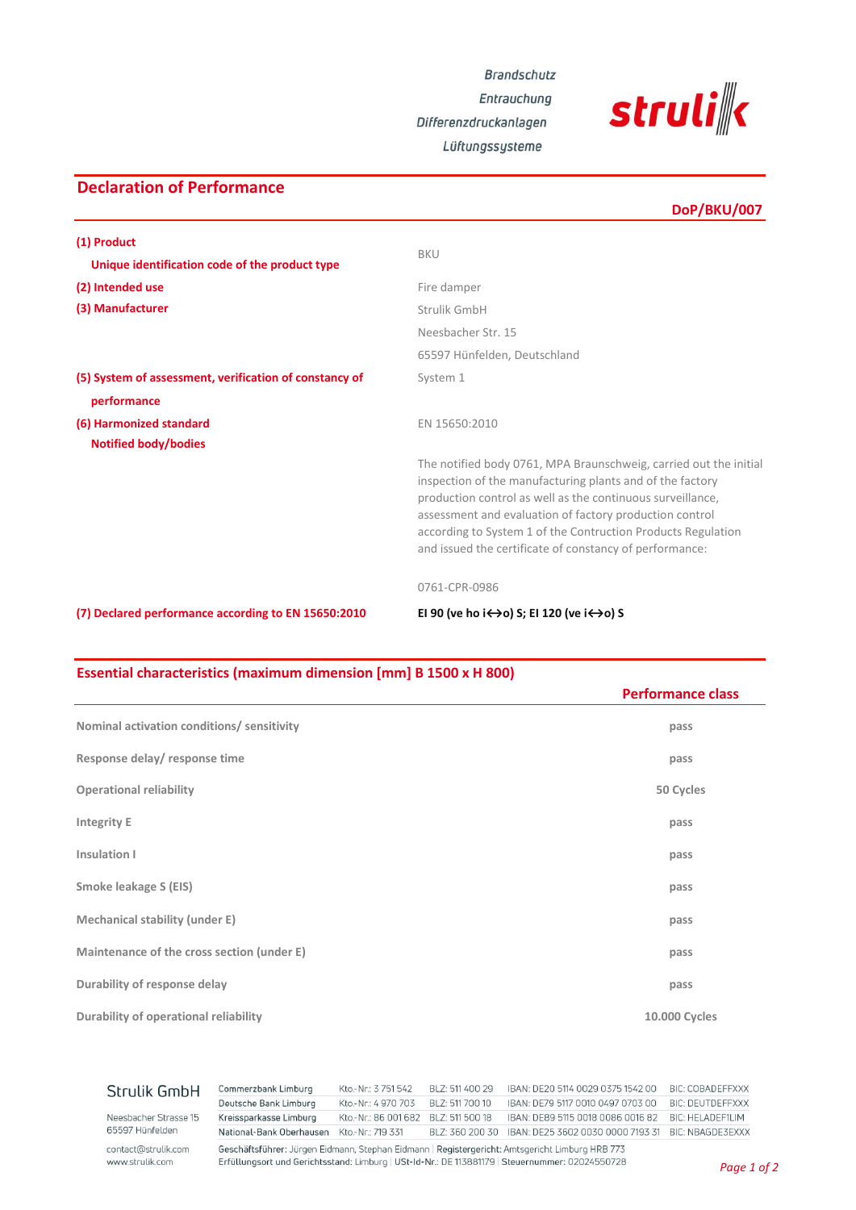Brandschutz
Entrauchung
Differenzdruckanlagen
Lüftungssysteme

strulik

## Declaration of Performance

**DoP/BKU/007**

| | |
|---|---|
| **(1) Product** <br> **Unique identification code of the product type** | BKU |
| **(2) Intended use** | Fire damper |
| **(3) Manufacturer** | Strulik GmbH <br> Neesbacher Str. 15 <br> 65597 Hünfelden, Deutschland |
| **(5) System of assessment, verification of constancy of performance** | System 1 |
| **(6) Harmonized standard** <br> **Notified body/bodies** | EN 15650:2010 <br><br> The notified body 0761, MPA Braunschweig, carried out the initial inspection of the manufacturing plants and of the factory production control as well as the continuous surveillance, assessment and evaluation of factory production control according to System 1 of the Contruction Products Regulation and issued the certificate of constancy of performance: <br><br> 0761-CPR-0986 |
| **(7) Declared performance according to EN 15650:2010** | **EI 90 (ve ho i↔o) S; EI 120 (ve i↔o) S** |

## Essential characteristics (maximum dimension [mm] B 1500 x H 800)

| | Performance class |
|---|---|
| Nominal activation conditions/ sensitivity | pass |
| Response delay/ response time | pass |
| Operational reliability | 50 Cycles |
| Integrity E | pass |
| Insulation I | pass |
| Smoke leakage S (EIS) | pass |
| Mechanical stability (under E) | pass |
| Maintenance of the cross section (under E) | pass |
| Durability of response delay | pass |
| Durability of operational reliability | 10.000 Cycles |

Strulik GmbH
Neesbacher Strasse 15
65597 Hünfelden
contact@strulik.com
www.strulik.com

| | | | | |
|---|---|---|---|---|
| Commerzbank Limburg | Kto.-Nr.: 3 751 542 | BLZ: 511 400 29 | IBAN: DE20 5114 0029 0375 1542 00 | BIC: COBADEFFXXX |
| Deutsche Bank Limburg | Kto.-Nr.: 4 970 703 | BLZ: 511 700 10 | IBAN: DE79 5117 0010 0497 0703 00 | BIC: DEUTDEFFXXX |
| Kreissparkasse Limburg | Kto.-Nr.: 86 001 682 | BLZ: 511 500 18 | IBAN: DE89 5115 0018 0086 0016 82 | BIC: HELADEF1LIM |
| National-Bank Oberhausen | Kto.-Nr.: 719 331 | BLZ: 360 200 30 | IBAN: DE25 3602 0030 0000 7193 31 | BIC: NBAGDE3EXXX |

Geschäftsführer: Jürgen Eidmann, Stephan Eidmann | Registergericht: Amtsgericht Limburg HRB 773
Erfüllungsort und Gerichtsstand: Limburg | USt-Id-Nr.: DE 113881179 | Steuernummer: 02024550728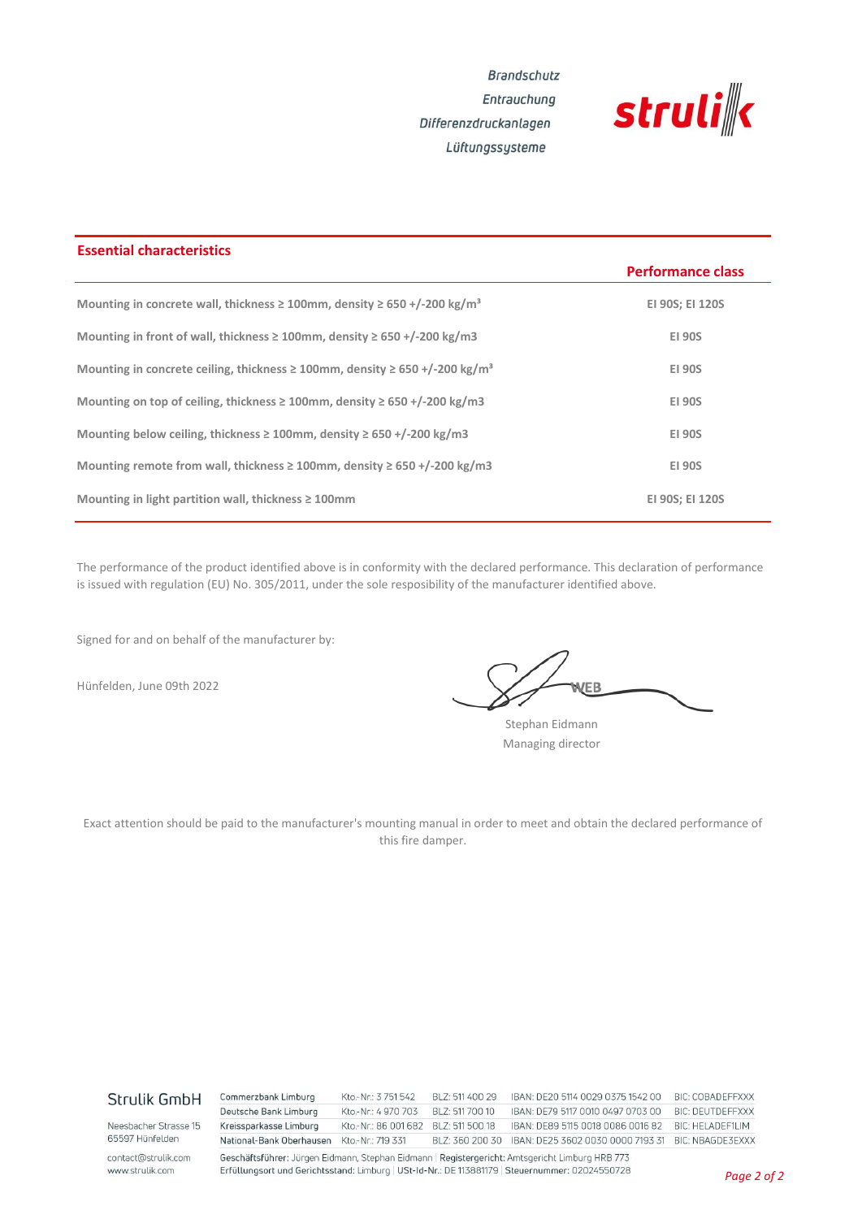Brandschutz
Entrauchung
Differenzdruckanlagen
Lüftungssysteme

strulik

## Essential characteristics

| | Performance class |
|---|---|
| Mounting in concrete wall, thickness ≥ 100mm, density ≥ 650 +/-200 kg/m³ | EI 90S; EI 120S |
| Mounting in front of wall, thickness ≥ 100mm, density ≥ 650 +/-200 kg/m3 | EI 90S |
| Mounting in concrete ceiling, thickness ≥ 100mm, density ≥ 650 +/-200 kg/m³ | EI 90S |
| Mounting on top of ceiling, thickness ≥ 100mm, density ≥ 650 +/-200 kg/m3 | EI 90S |
| Mounting below ceiling, thickness ≥ 100mm, density ≥ 650 +/-200 kg/m3 | EI 90S |
| Mounting remote from wall, thickness ≥ 100mm, density ≥ 650 +/-200 kg/m3 | EI 90S |
| Mounting in light partition wall, thickness ≥ 100mm | EI 90S; EI 120S |

The performance of the product identified above is in conformity with the declared performance. This declaration of performance is issued with regulation (EU) No. 305/2011, under the sole resposibility of the manufacturer identified above.

Signed for and on behalf of the manufacturer by:

Hünfelden, June 09th 2022

Stephan Eidmann
Managing director

Exact attention should be paid to the manufacturer's mounting manual in order to meet and obtain the declared performance of this fire damper.

Strulik GmbH
Neesbacher Strasse 15
65597 Hünfelden
contact@strulik.com
www.strulik.com

| | | | | |
|---|---|---|---|---|
| Commerzbank Limburg | Kto.-Nr.: 3 751 542 | BLZ: 511 400 29 | IBAN: DE20 5114 0029 0375 1542 00 | BIC: COBADEFFXXX |
| Deutsche Bank Limburg | Kto.-Nr.: 4 970 703 | BLZ: 511 700 10 | IBAN: DE79 5117 0010 0497 0703 00 | BIC: DEUTDEFFXXX |
| Kreissparkasse Limburg | Kto.-Nr.: 86 001 682 | BLZ: 511 500 18 | IBAN: DE89 5115 0018 0086 0016 82 | BIC: HELADEF1LIM |
| National-Bank Oberhausen | Kto.-Nr.: 719 331 | BLZ: 360 200 30 | IBAN: DE25 3602 0030 0000 7193 31 | BIC: NBAGDE3EXXX |

Geschäftsführer: Jürgen Eidmann, Stephan Eidmann | Registergericht: Amtsgericht Limburg HRB 773
Erfüllungsort und Gerichtsstand: Limburg | USt-Id-Nr.: DE 113881179 | Steuernummer: 02024550728